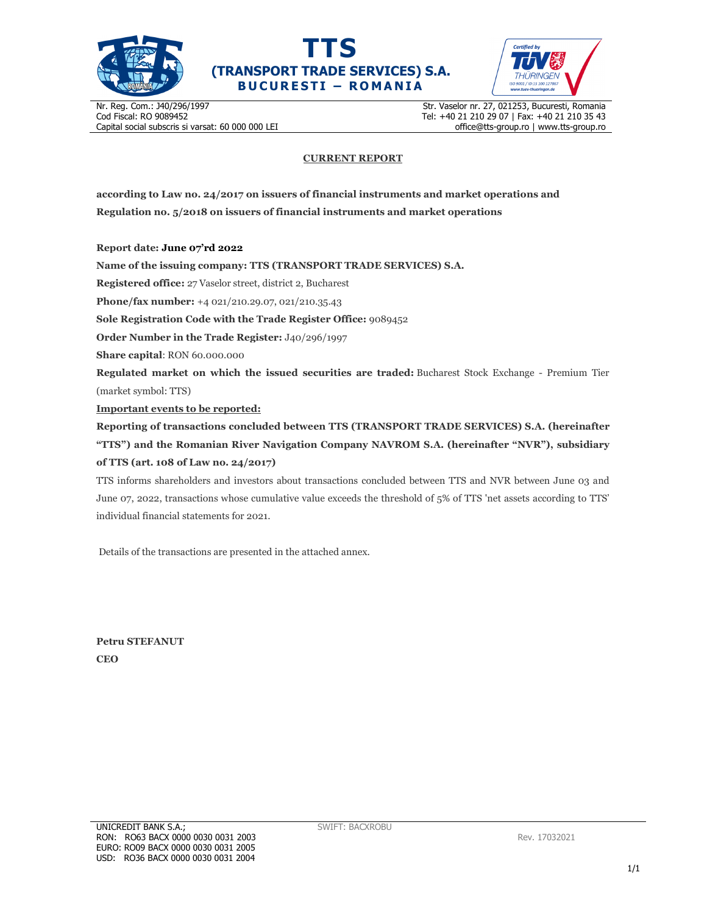# TTS

## (TRANSPORT TRADE SERVICES) S.A.

**BUCURESTI – ROMANIA**

Nr. Reg. Com.: J40/296/1997
Cod Fiscal: RO 9089452
Capital social subscris si varsat: 60 000 000 LEI

Str. Vaselor nr. 27, 021253, Bucuresti, Romania
Tel: +40 21 210 29 07 | Fax: +40 21 210 35 43
office@tts-group.ro | www.tts-group.ro

## CURRENT REPORT

**according to Law no. 24/2017 on issuers of financial instruments and market operations and Regulation no. 5/2018 on issuers of financial instruments and market operations**

**Report date: June 07'rd 2022**

**Name of the issuing company: TTS (TRANSPORT TRADE SERVICES) S.A.**

**Registered office:** 27 Vaselor street, district 2, Bucharest

**Phone/fax number:** +4 021/210.29.07, 021/210.35.43

**Sole Registration Code with the Trade Register Office:** 9089452

**Order Number in the Trade Register:** J40/296/1997

**Share capital**: RON 60.000.000

**Regulated market on which the issued securities are traded:** Bucharest Stock Exchange - Premium Tier (market symbol: TTS)

**Important events to be reported:**

**Reporting of transactions concluded between TTS (TRANSPORT TRADE SERVICES) S.A. (hereinafter "TTS") and the Romanian River Navigation Company NAVROM S.A. (hereinafter "NVR"), subsidiary of TTS (art. 108 of Law no. 24/2017)**

TTS informs shareholders and investors about transactions concluded between TTS and NVR between June 03 and June 07, 2022, transactions whose cumulative value exceeds the threshold of 5% of TTS 'net assets according to TTS' individual financial statements for 2021.

Details of the transactions are presented in the attached annex.

**Petru STEFANUT**
**CEO**

UNICREDIT BANK S.A.;
RON: RO63 BACX 0000 0030 0031 2003
EURO: RO09 BACX 0000 0030 0031 2005
USD: RO36 BACX 0000 0030 0031 2004

SWIFT: BACXROBU

Rev. 17032021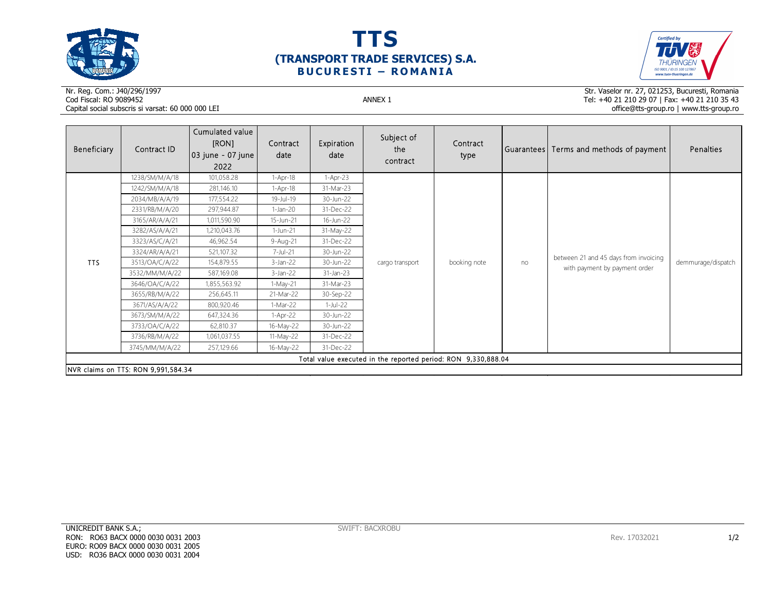# TTS
## (TRANSPORT TRADE SERVICES) S.A.
### BUCURESTI – ROMANIA

Nr. Reg. Com.: J40/296/1997
Cod Fiscal: RO 9089452
Capital social subscris si varsat: 60 000 000 LEI

ANNEX 1

Str. Vaselor nr. 27, 021253, Bucuresti, Romania
Tel: +40 21 210 29 07 | Fax: +40 21 210 35 43
office@tts-group.ro | www.tts-group.ro

| Beneficiary | Contract ID | Cumulated value [RON] 03 june - 07 june 2022 | Contract date | Expiration date | Subject of the contract | Contract type | Guarantees | Terms and methods of payment | Penalties |
|---|---|---|---|---|---|---|---|---|---|
| TTS | 1238/SM/M/A/18 | 101,058.28 | 1-Apr-18 | 1-Apr-23 | cargo transport | booking note | no | between 21 and 45 days from invoicing with payment by payment order | demmurage/dispatch |
| | 1242/SM/M/A/18 | 281,146.10 | 1-Apr-18 | 31-Mar-23 | | | | | |
| | 2034/MB/A/A/19 | 177,554.22 | 19-Jul-19 | 30-Jun-22 | | | | | |
| | 2331/RB/M/A/20 | 297,944.87 | 1-Jan-20 | 31-Dec-22 | | | | | |
| | 3165/AR/A/A/21 | 1,011,590.90 | 15-Jun-21 | 16-Jun-22 | | | | | |
| | 3282/AS/A/A/21 | 1,210,043.76 | 1-Jun-21 | 31-May-22 | | | | | |
| | 3323/AS/C/A/21 | 46,962.54 | 9-Aug-21 | 31-Dec-22 | | | | | |
| | 3324/AR/A/A/21 | 521,107.32 | 7-Jul-21 | 30-Jun-22 | | | | | |
| | 3513/OA/C/A/22 | 154,879.55 | 3-Jan-22 | 30-Jun-22 | | | | | |
| | 3532/MM/M/A/22 | 587,169.08 | 3-Jan-22 | 31-Jan-23 | | | | | |
| | 3646/OA/C/A/22 | 1,855,563.92 | 1-May-21 | 31-Mar-23 | | | | | |
| | 3655/RB/M/A/22 | 256,645.11 | 21-Mar-22 | 30-Sep-22 | | | | | |
| | 3671/AS/A/A/22 | 800,920.46 | 1-Mar-22 | 1-Jul-22 | | | | | |
| | 3673/SM/M/A/22 | 647,324.36 | 1-Apr-22 | 30-Jun-22 | | | | | |
| | 3733/OA/C/A/22 | 62,810.37 | 16-May-22 | 30-Jun-22 | | | | | |
| | 3736/RB/M/A/22 | 1,061,037.55 | 11-May-22 | 31-Dec-22 | | | | | |
| | 3745/MM/M/A/22 | 257,129.66 | 16-May-22 | 31-Dec-22 | | | | | |
| Total value executed in the reported period: RON 9,330,888.04 | | | | | | | | | |
| NVR claims on TTS: RON 9,991,584.34 | | | | | | | | | |

UNICREDIT BANK S.A.;
RON: RO63 BACX 0000 0030 0031 2003
EURO: RO09 BACX 0000 0030 0031 2005
USD: RO36 BACX 0000 0030 0031 2004

SWIFT: BACXROBU

Rev. 17032021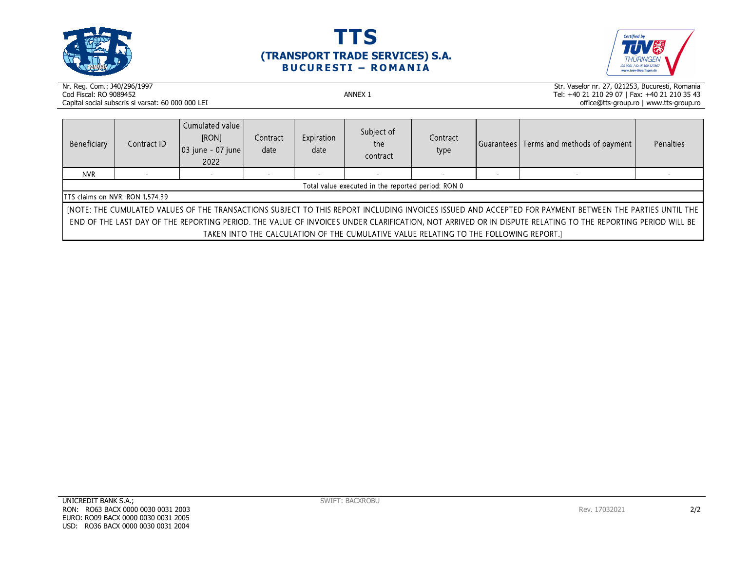# TTS
## (TRANSPORT TRADE SERVICES) S.A.
### BUCURESTI – ROMANIA

Nr. Reg. Com.: J40/296/1997
Cod Fiscal: RO 9089452
Capital social subscris si varsat: 60 000 000 LEI

ANNEX 1

Str. Vaselor nr. 27, 021253, Bucuresti, Romania
Tel: +40 21 210 29 07 | Fax: +40 21 210 35 43
office@tts-group.ro | www.tts-group.ro

| Beneficiary | Contract ID | Cumulated value [RON] 03 june - 07 june 2022 | Contract date | Expiration date | Subject of the contract | Contract type | Guarantees | Terms and methods of payment | Penalties |
|---|---|---|---|---|---|---|---|---|---|
| NVR | - | - | - | - | - | - | - | - | - |
| Total value executed in the reported period: RON 0 | | | | | | | | | |
| TTS claims on NVR: RON 1,574.39 | | | | | | | | | |
| [NOTE: THE CUMULATED VALUES OF THE TRANSACTIONS SUBJECT TO THIS REPORT INCLUDING INVOICES ISSUED AND ACCEPTED FOR PAYMENT BETWEEN THE PARTIES UNTIL THE END OF THE LAST DAY OF THE REPORTING PERIOD. THE VALUE OF INVOICES UNDER CLARIFICATION, NOT ARRIVED OR IN DISPUTE RELATING TO THE REPORTING PERIOD WILL BE TAKEN INTO THE CALCULATION OF THE CUMULATIVE VALUE RELATING TO THE FOLLOWING REPORT.] | | | | | | | | | |

UNICREDIT BANK S.A.;
RON: RO63 BACX 0000 0030 0031 2003
EURO: RO09 BACX 0000 0030 0031 2005
USD: RO36 BACX 0000 0030 0031 2004

SWIFT: BACXROBU

Rev. 17032021